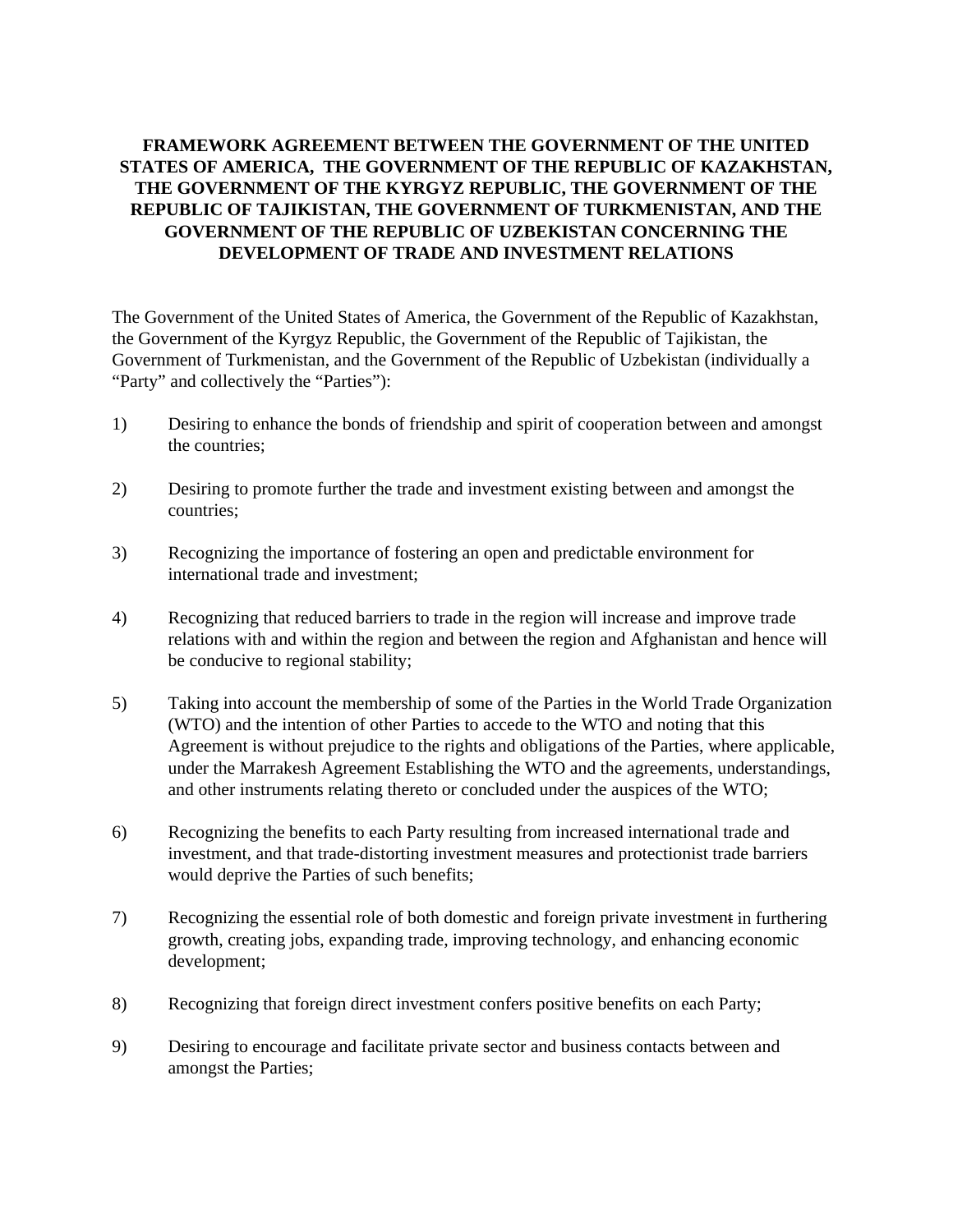**FRAMEWORK AGREEMENT BETWEEN THE GOVERNMENT OF THE UNITED STATES OF AMERICA, THE GOVERNMENT OF THE REPUBLIC OF KAZAKHSTAN, THE GOVERNMENT OF THE KYRGYZ REPUBLIC, THE GOVERNMENT OF THE REPUBLIC OF TAJIKISTAN, THE GOVERNMENT OF TURKMENISTAN, AND THE GOVERNMENT OF THE REPUBLIC OF UZBEKISTAN CONCERNING THE DEVELOPMENT OF TRADE AND INVESTMENT RELATIONS**

The Government of the United States of America, the Government of the Republic of Kazakhstan, the Government of the Kyrgyz Republic, the Government of the Republic of Tajikistan, the Government of Turkmenistan, and the Government of the Republic of Uzbekistan (individually a "Party" and collectively the "Parties"):

1) Desiring to enhance the bonds of friendship and spirit of cooperation between and amongst the countries;

2) Desiring to promote further the trade and investment existing between and amongst the countries;

3) Recognizing the importance of fostering an open and predictable environment for international trade and investment;

4) Recognizing that reduced barriers to trade in the region will increase and improve trade relations with and within the region and between the region and Afghanistan and hence will be conducive to regional stability;

5) Taking into account the membership of some of the Parties in the World Trade Organization (WTO) and the intention of other Parties to accede to the WTO and noting that this Agreement is without prejudice to the rights and obligations of the Parties, where applicable, under the Marrakesh Agreement Establishing the WTO and the agreements, understandings, and other instruments relating thereto or concluded under the auspices of the WTO;

6) Recognizing the benefits to each Party resulting from increased international trade and investment, and that trade-distorting investment measures and protectionist trade barriers would deprive the Parties of such benefits;

7) Recognizing the essential role of both domestic and foreign private investment in furthering growth, creating jobs, expanding trade, improving technology, and enhancing economic development;

8) Recognizing that foreign direct investment confers positive benefits on each Party;

9) Desiring to encourage and facilitate private sector and business contacts between and amongst the Parties;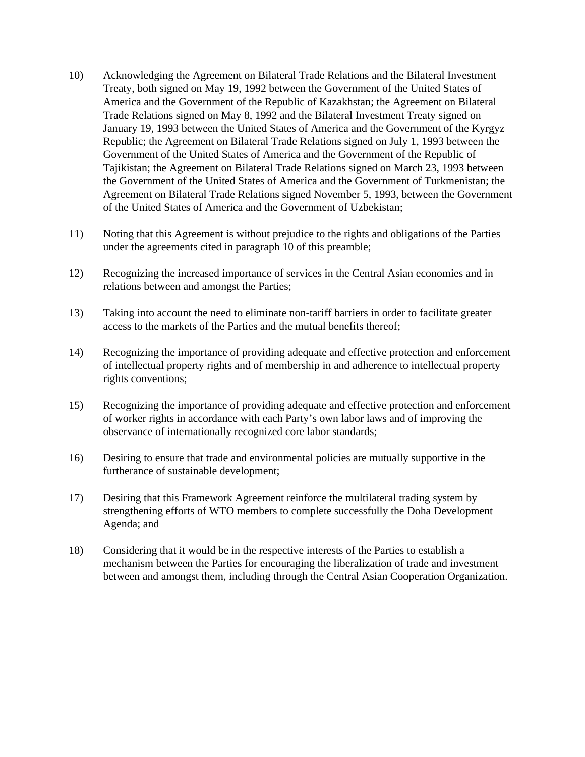10) Acknowledging the Agreement on Bilateral Trade Relations and the Bilateral Investment Treaty, both signed on May 19, 1992 between the Government of the United States of America and the Government of the Republic of Kazakhstan; the Agreement on Bilateral Trade Relations signed on May 8, 1992 and the Bilateral Investment Treaty signed on January 19, 1993 between the United States of America and the Government of the Kyrgyz Republic; the Agreement on Bilateral Trade Relations signed on July 1, 1993 between the Government of the United States of America and the Government of the Republic of Tajikistan; the Agreement on Bilateral Trade Relations signed on March 23, 1993 between the Government of the United States of America and the Government of Turkmenistan; the Agreement on Bilateral Trade Relations signed November 5, 1993, between the Government of the United States of America and the Government of Uzbekistan;

11) Noting that this Agreement is without prejudice to the rights and obligations of the Parties under the agreements cited in paragraph 10 of this preamble;

12) Recognizing the increased importance of services in the Central Asian economies and in relations between and amongst the Parties;

13) Taking into account the need to eliminate non-tariff barriers in order to facilitate greater access to the markets of the Parties and the mutual benefits thereof;

14) Recognizing the importance of providing adequate and effective protection and enforcement of intellectual property rights and of membership in and adherence to intellectual property rights conventions;

15) Recognizing the importance of providing adequate and effective protection and enforcement of worker rights in accordance with each Party's own labor laws and of improving the observance of internationally recognized core labor standards;

16) Desiring to ensure that trade and environmental policies are mutually supportive in the furtherance of sustainable development;

17) Desiring that this Framework Agreement reinforce the multilateral trading system by strengthening efforts of WTO members to complete successfully the Doha Development Agenda; and

18) Considering that it would be in the respective interests of the Parties to establish a mechanism between the Parties for encouraging the liberalization of trade and investment between and amongst them, including through the Central Asian Cooperation Organization.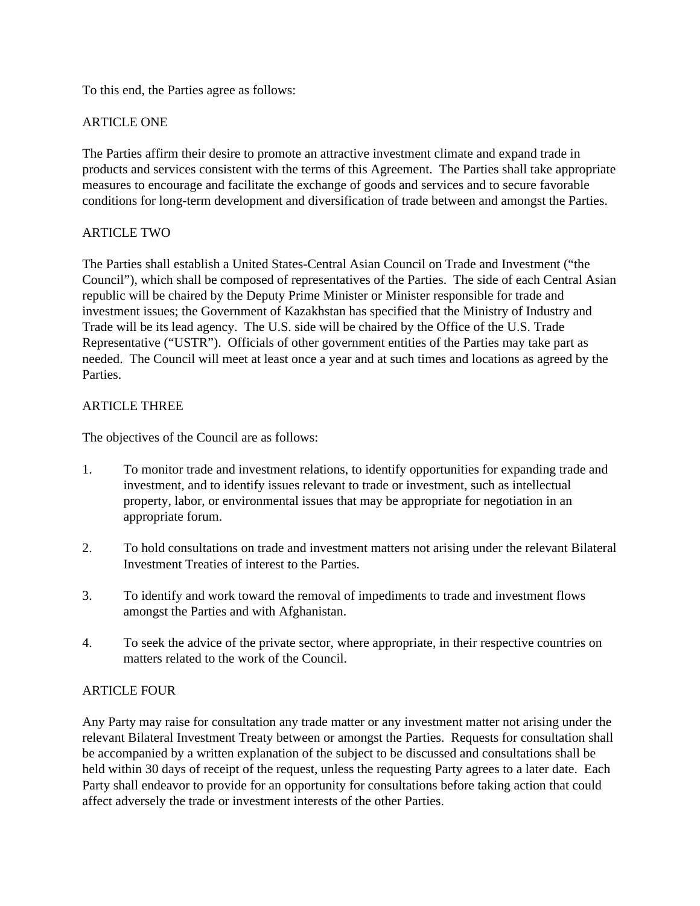To this end, the Parties agree as follows:

## ARTICLE ONE

The Parties affirm their desire to promote an attractive investment climate and expand trade in products and services consistent with the terms of this Agreement. The Parties shall take appropriate measures to encourage and facilitate the exchange of goods and services and to secure favorable conditions for long-term development and diversification of trade between and amongst the Parties.

## ARTICLE TWO

The Parties shall establish a United States-Central Asian Council on Trade and Investment ("the Council"), which shall be composed of representatives of the Parties. The side of each Central Asian republic will be chaired by the Deputy Prime Minister or Minister responsible for trade and investment issues; the Government of Kazakhstan has specified that the Ministry of Industry and Trade will be its lead agency. The U.S. side will be chaired by the Office of the U.S. Trade Representative ("USTR"). Officials of other government entities of the Parties may take part as needed. The Council will meet at least once a year and at such times and locations as agreed by the Parties.

## ARTICLE THREE

The objectives of the Council are as follows:

1. To monitor trade and investment relations, to identify opportunities for expanding trade and investment, and to identify issues relevant to trade or investment, such as intellectual property, labor, or environmental issues that may be appropriate for negotiation in an appropriate forum.

2. To hold consultations on trade and investment matters not arising under the relevant Bilateral Investment Treaties of interest to the Parties.

3. To identify and work toward the removal of impediments to trade and investment flows amongst the Parties and with Afghanistan.

4. To seek the advice of the private sector, where appropriate, in their respective countries on matters related to the work of the Council.

## ARTICLE FOUR

Any Party may raise for consultation any trade matter or any investment matter not arising under the relevant Bilateral Investment Treaty between or amongst the Parties. Requests for consultation shall be accompanied by a written explanation of the subject to be discussed and consultations shall be held within 30 days of receipt of the request, unless the requesting Party agrees to a later date. Each Party shall endeavor to provide for an opportunity for consultations before taking action that could affect adversely the trade or investment interests of the other Parties.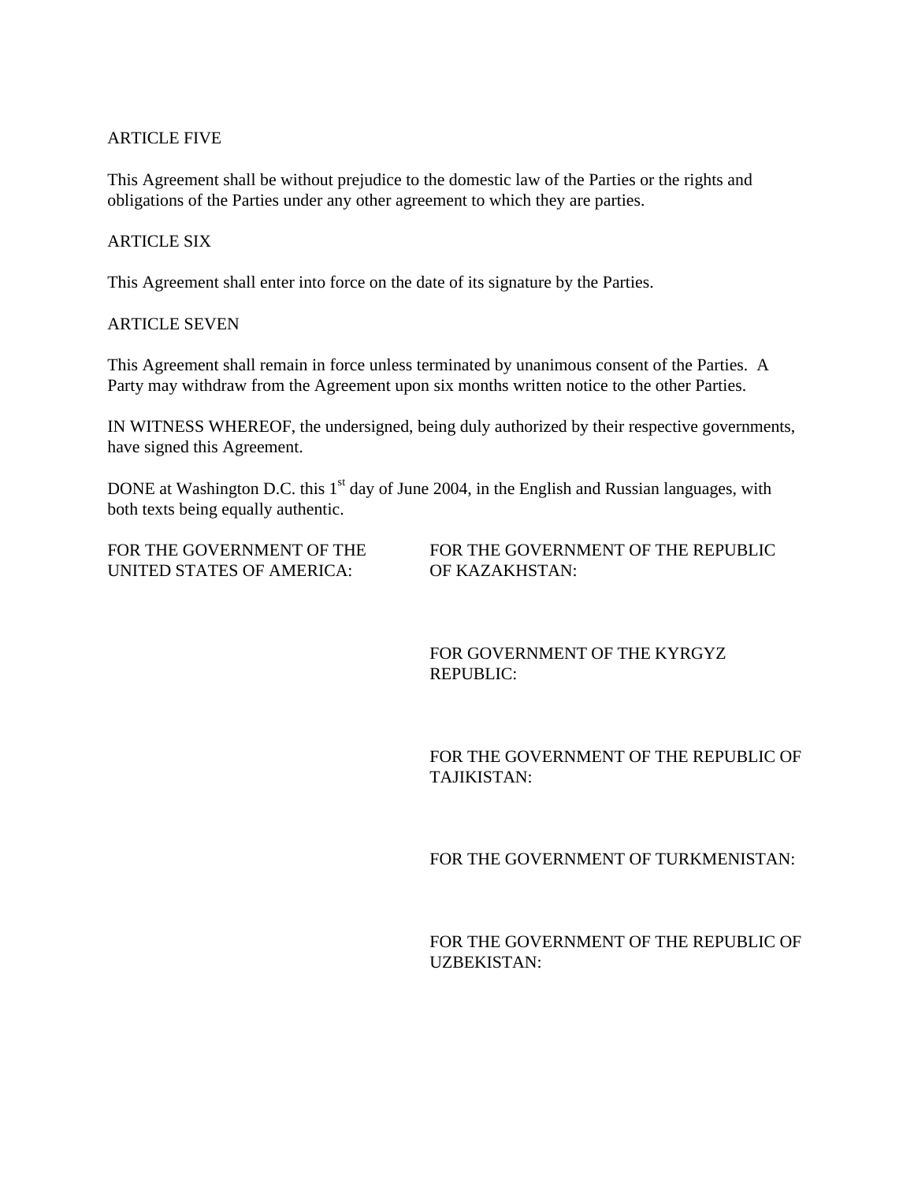ARTICLE FIVE

This Agreement shall be without prejudice to the domestic law of the Parties or the rights and obligations of the Parties under any other agreement to which they are parties.

ARTICLE SIX

This Agreement shall enter into force on the date of its signature by the Parties.

ARTICLE SEVEN

This Agreement shall remain in force unless terminated by unanimous consent of the Parties. A Party may withdraw from the Agreement upon six months written notice to the other Parties.

IN WITNESS WHEREOF, the undersigned, being duly authorized by their respective governments, have signed this Agreement.

DONE at Washington D.C. this 1st day of June 2004, in the English and Russian languages, with both texts being equally authentic.

FOR THE GOVERNMENT OF THE UNITED STATES OF AMERICA:

FOR THE GOVERNMENT OF THE REPUBLIC OF KAZAKHSTAN:

FOR GOVERNMENT OF THE KYRGYZ REPUBLIC:

FOR THE GOVERNMENT OF THE REPUBLIC OF TAJIKISTAN:

FOR THE GOVERNMENT OF TURKMENISTAN:

FOR THE GOVERNMENT OF THE REPUBLIC OF UZBEKISTAN: